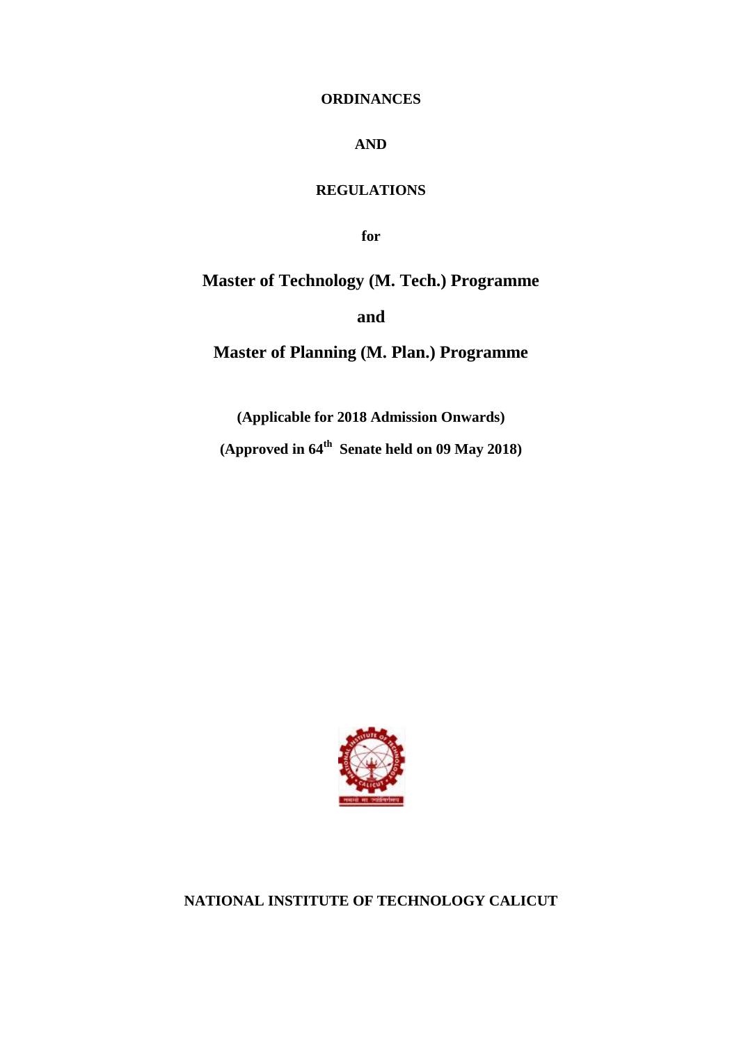**ORDINANCES**

**AND**

**REGULATIONS**

**for**

# Master of Technology (M. Tech.) Programme

**and**

# Master of Planning (M. Plan.) Programme

**(Applicable for 2018 Admission Onwards)**

**(Approved in 64th Senate held on 09 May 2018)**

**NATIONAL INSTITUTE OF TECHNOLOGY CALICUT**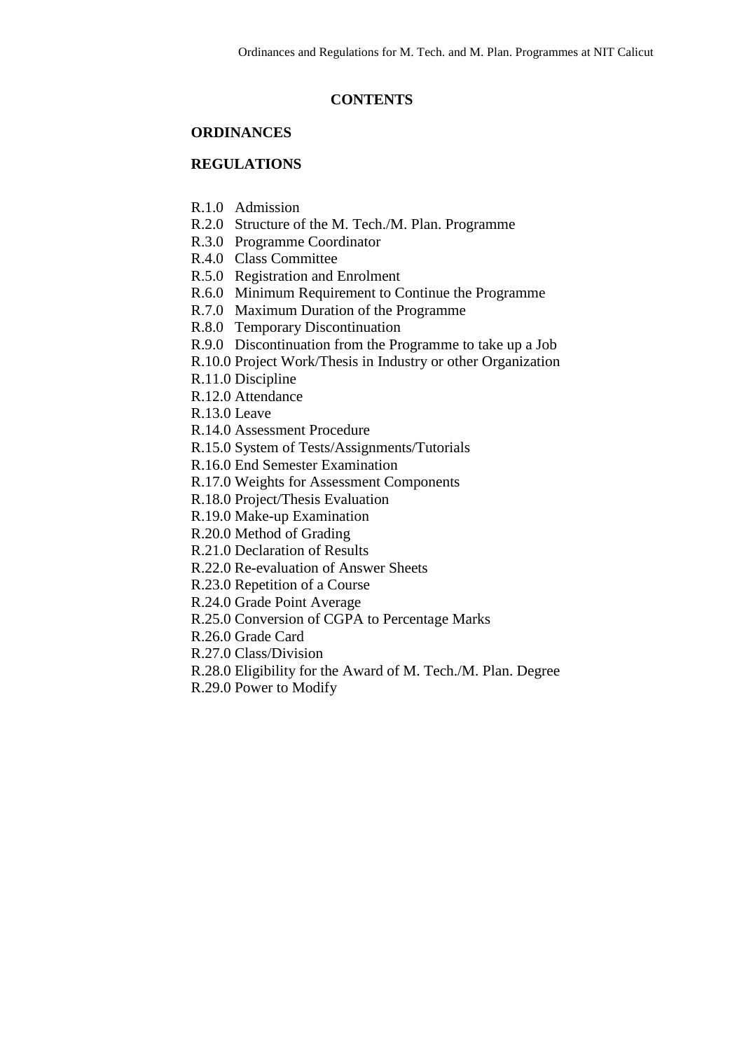# CONTENTS

## ORDINANCES

## REGULATIONS

R.1.0 Admission
R.2.0 Structure of the M. Tech./M. Plan. Programme
R.3.0 Programme Coordinator
R.4.0 Class Committee
R.5.0 Registration and Enrolment
R.6.0 Minimum Requirement to Continue the Programme
R.7.0 Maximum Duration of the Programme
R.8.0 Temporary Discontinuation
R.9.0 Discontinuation from the Programme to take up a Job
R.10.0 Project Work/Thesis in Industry or other Organization
R.11.0 Discipline
R.12.0 Attendance
R.13.0 Leave
R.14.0 Assessment Procedure
R.15.0 System of Tests/Assignments/Tutorials
R.16.0 End Semester Examination
R.17.0 Weights for Assessment Components
R.18.0 Project/Thesis Evaluation
R.19.0 Make-up Examination
R.20.0 Method of Grading
R.21.0 Declaration of Results
R.22.0 Re-evaluation of Answer Sheets
R.23.0 Repetition of a Course
R.24.0 Grade Point Average
R.25.0 Conversion of CGPA to Percentage Marks
R.26.0 Grade Card
R.27.0 Class/Division
R.28.0 Eligibility for the Award of M. Tech./M. Plan. Degree
R.29.0 Power to Modify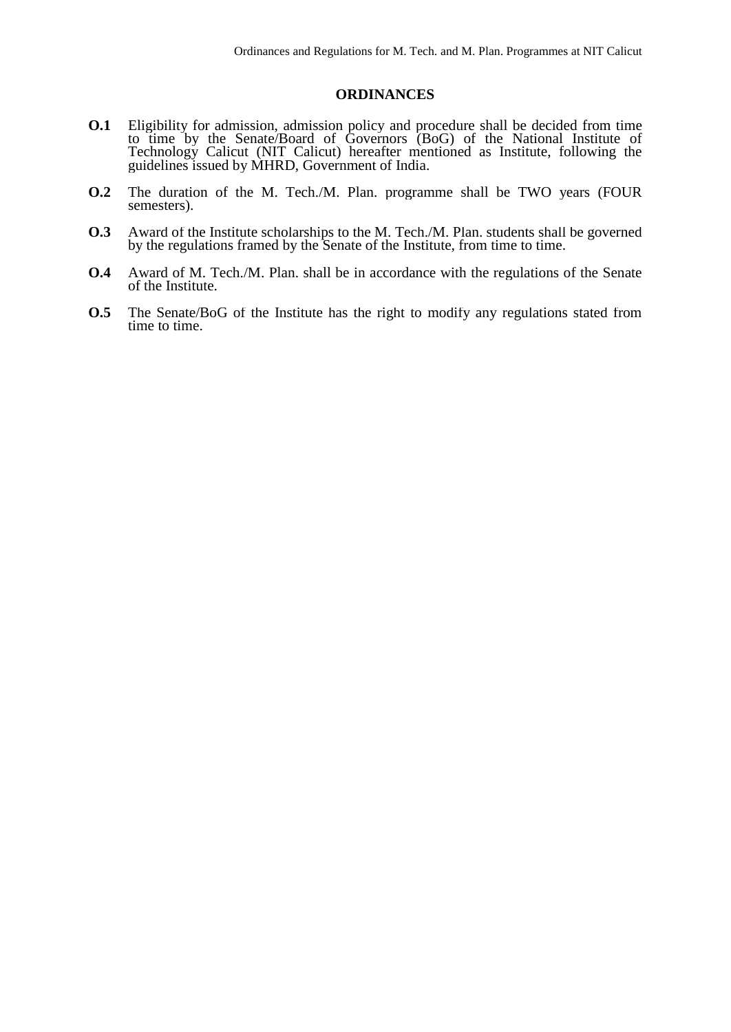# ORDINANCES

**O.1** Eligibility for admission, admission policy and procedure shall be decided from time to time by the Senate/Board of Governors (BoG) of the National Institute of Technology Calicut (NIT Calicut) hereafter mentioned as Institute, following the guidelines issued by MHRD, Government of India.

**O.2** The duration of the M. Tech./M. Plan. programme shall be TWO years (FOUR semesters).

**O.3** Award of the Institute scholarships to the M. Tech./M. Plan. students shall be governed by the regulations framed by the Senate of the Institute, from time to time.

**O.4** Award of M. Tech./M. Plan. shall be in accordance with the regulations of the Senate of the Institute.

**O.5** The Senate/BoG of the Institute has the right to modify any regulations stated from time to time.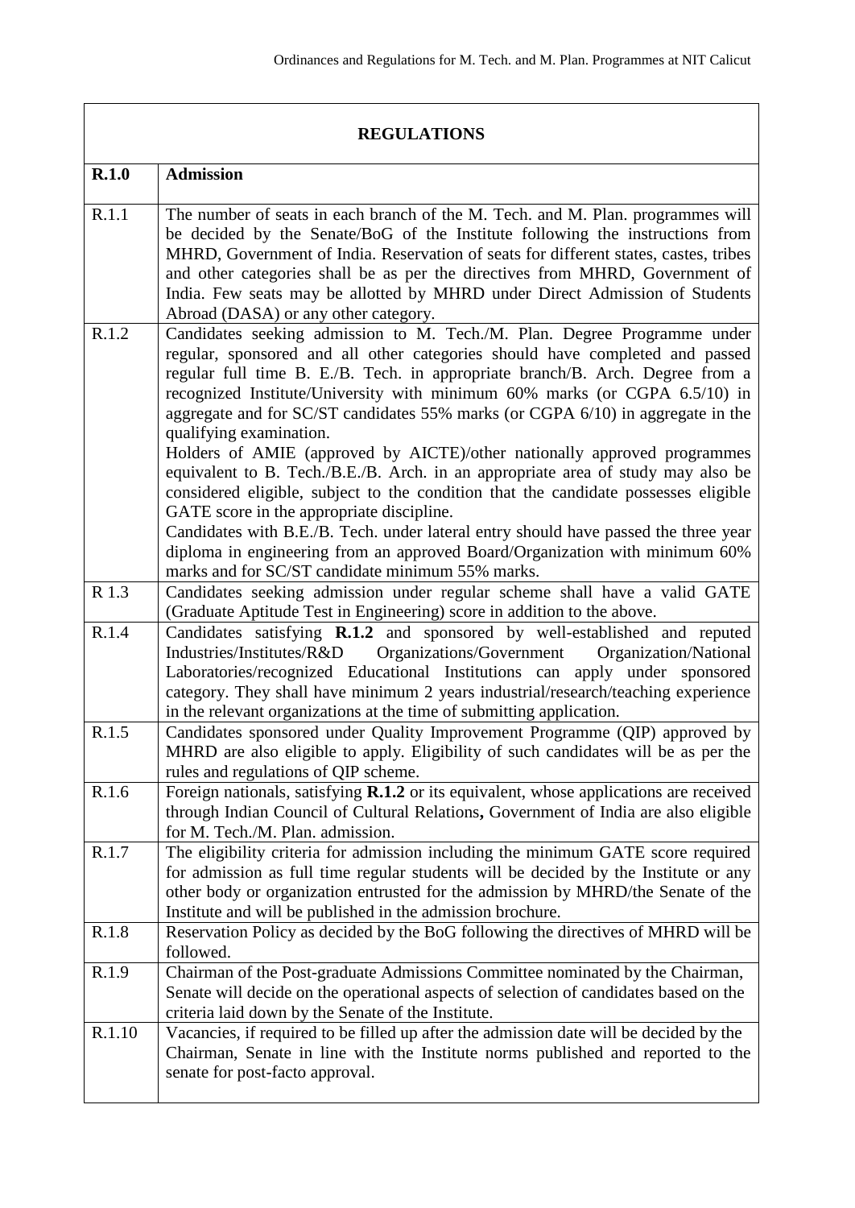| REGULATIONS | |
|---|---|
| **R.1.0** | **Admission** |
| R.1.1 | The number of seats in each branch of the M. Tech. and M. Plan. programmes will be decided by the Senate/BoG of the Institute following the instructions from MHRD, Government of India. Reservation of seats for different states, castes, tribes and other categories shall be as per the directives from MHRD, Government of India. Few seats may be allotted by MHRD under Direct Admission of Students Abroad (DASA) or any other category. |
| R.1.2 | Candidates seeking admission to M. Tech./M. Plan. Degree Programme under regular, sponsored and all other categories should have completed and passed regular full time B. E./B. Tech. in appropriate branch/B. Arch. Degree from a recognized Institute/University with minimum 60% marks (or CGPA 6.5/10) in aggregate and for SC/ST candidates 55% marks (or CGPA 6/10) in aggregate in the qualifying examination.<br>Holders of AMIE (approved by AICTE)/other nationally approved programmes equivalent to B. Tech./B.E./B. Arch. in an appropriate area of study may also be considered eligible, subject to the condition that the candidate possesses eligible GATE score in the appropriate discipline.<br>Candidates with B.E./B. Tech. under lateral entry should have passed the three year diploma in engineering from an approved Board/Organization with minimum 60% marks and for SC/ST candidate minimum 55% marks. |
| R 1.3 | Candidates seeking admission under regular scheme shall have a valid GATE (Graduate Aptitude Test in Engineering) score in addition to the above. |
| R.1.4 | Candidates satisfying **R.1.2** and sponsored by well-established and reputed Industries/Institutes/R&D Organizations/Government Organization/National Laboratories/recognized Educational Institutions can apply under sponsored category. They shall have minimum 2 years industrial/research/teaching experience in the relevant organizations at the time of submitting application. |
| R.1.5 | Candidates sponsored under Quality Improvement Programme (QIP) approved by MHRD are also eligible to apply. Eligibility of such candidates will be as per the rules and regulations of QIP scheme. |
| R.1.6 | Foreign nationals, satisfying **R.1.2** or its equivalent, whose applications are received through Indian Council of Cultural Relations**,** Government of India are also eligible for M. Tech./M. Plan. admission. |
| R.1.7 | The eligibility criteria for admission including the minimum GATE score required for admission as full time regular students will be decided by the Institute or any other body or organization entrusted for the admission by MHRD/the Senate of the Institute and will be published in the admission brochure. |
| R.1.8 | Reservation Policy as decided by the BoG following the directives of MHRD will be followed. |
| R.1.9 | Chairman of the Post-graduate Admissions Committee nominated by the Chairman, Senate will decide on the operational aspects of selection of candidates based on the criteria laid down by the Senate of the Institute. |
| R.1.10 | Vacancies, if required to be filled up after the admission date will be decided by the Chairman, Senate in line with the Institute norms published and reported to the senate for post-facto approval. |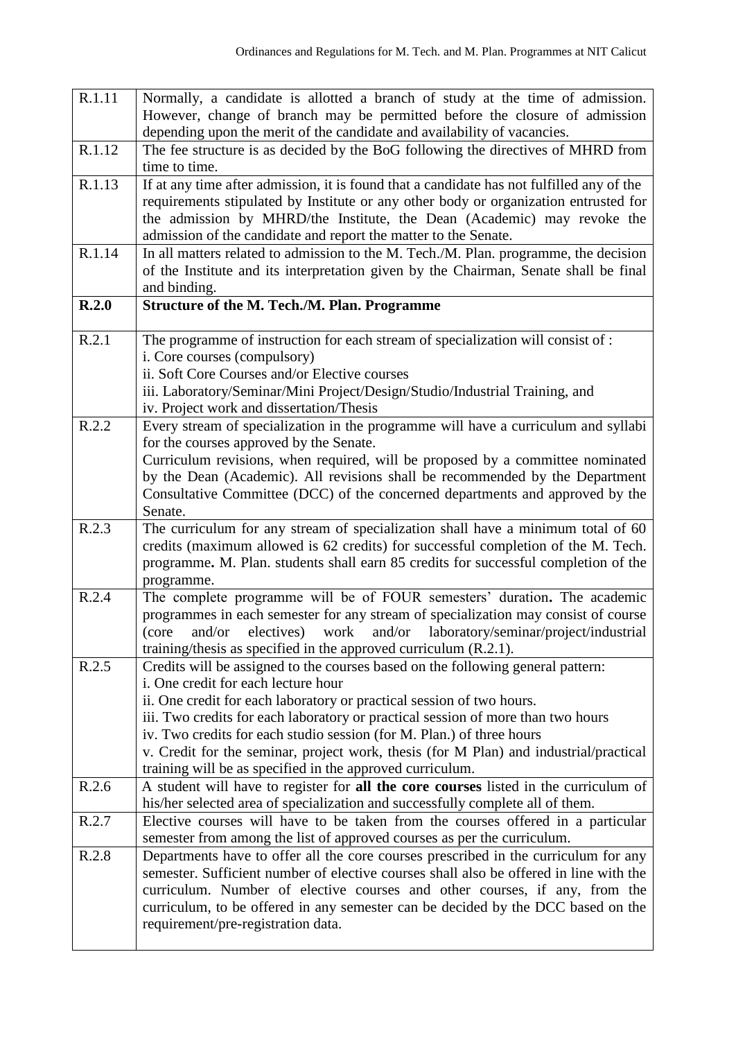| | |
|---|---|
| R.1.11 | Normally, a candidate is allotted a branch of study at the time of admission. However, change of branch may be permitted before the closure of admission depending upon the merit of the candidate and availability of vacancies. |
| R.1.12 | The fee structure is as decided by the BoG following the directives of MHRD from time to time. |
| R.1.13 | If at any time after admission, it is found that a candidate has not fulfilled any of the requirements stipulated by Institute or any other body or organization entrusted for the admission by MHRD/the Institute, the Dean (Academic) may revoke the admission of the candidate and report the matter to the Senate. |
| R.1.14 | In all matters related to admission to the M. Tech./M. Plan. programme, the decision of the Institute and its interpretation given by the Chairman, Senate shall be final and binding. |
| **R.2.0** | **Structure of the M. Tech./M. Plan. Programme** |
| R.2.1 | The programme of instruction for each stream of specialization will consist of :<br>i. Core courses (compulsory)<br>ii. Soft Core Courses and/or Elective courses<br>iii. Laboratory/Seminar/Mini Project/Design/Studio/Industrial Training, and<br>iv. Project work and dissertation/Thesis |
| R.2.2 | Every stream of specialization in the programme will have a curriculum and syllabi for the courses approved by the Senate.<br>Curriculum revisions, when required, will be proposed by a committee nominated by the Dean (Academic). All revisions shall be recommended by the Department Consultative Committee (DCC) of the concerned departments and approved by the Senate. |
| R.2.3 | The curriculum for any stream of specialization shall have a minimum total of 60 credits (maximum allowed is 62 credits) for successful completion of the M. Tech. programme**.** M. Plan. students shall earn 85 credits for successful completion of the programme. |
| R.2.4 | The complete programme will be of FOUR semesters' duration**.** The academic programmes in each semester for any stream of specialization may consist of course (core and/or electives) work and/or laboratory/seminar/project/industrial training/thesis as specified in the approved curriculum (R.2.1). |
| R.2.5 | Credits will be assigned to the courses based on the following general pattern:<br>i. One credit for each lecture hour<br>ii. One credit for each laboratory or practical session of two hours.<br>iii. Two credits for each laboratory or practical session of more than two hours<br>iv. Two credits for each studio session (for M. Plan.) of three hours<br>v. Credit for the seminar, project work, thesis (for M Plan) and industrial/practical training will be as specified in the approved curriculum. |
| R.2.6 | A student will have to register for **all the core courses** listed in the curriculum of his/her selected area of specialization and successfully complete all of them. |
| R.2.7 | Elective courses will have to be taken from the courses offered in a particular semester from among the list of approved courses as per the curriculum. |
| R.2.8 | Departments have to offer all the core courses prescribed in the curriculum for any semester. Sufficient number of elective courses shall also be offered in line with the curriculum. Number of elective courses and other courses, if any, from the curriculum, to be offered in any semester can be decided by the DCC based on the requirement/pre-registration data. |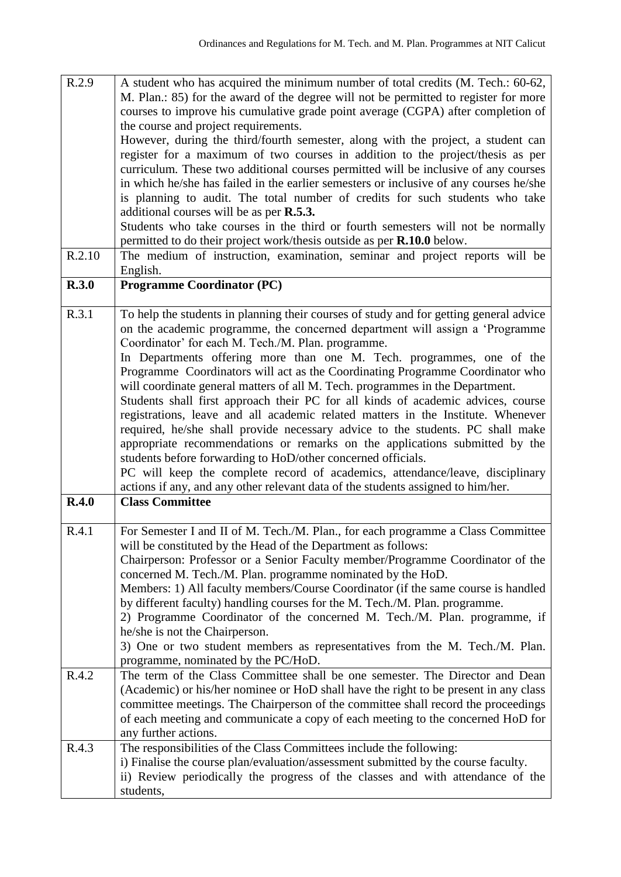| | |
|---|---|
| R.2.9 | A student who has acquired the minimum number of total credits (M. Tech.: 60-62, M. Plan.: 85) for the award of the degree will not be permitted to register for more courses to improve his cumulative grade point average (CGPA) after completion of the course and project requirements.<br>However, during the third/fourth semester, along with the project, a student can register for a maximum of two courses in addition to the project/thesis as per curriculum. These two additional courses permitted will be inclusive of any courses in which he/she has failed in the earlier semesters or inclusive of any courses he/she is planning to audit. The total number of credits for such students who take additional courses will be as per **R.5.3.**<br>Students who take courses in the third or fourth semesters will not be normally permitted to do their project work/thesis outside as per **R.10.0** below. |
| R.2.10 | The medium of instruction, examination, seminar and project reports will be English. |
| **R.3.0** | **Programme Coordinator (PC)** |
| R.3.1 | To help the students in planning their courses of study and for getting general advice on the academic programme, the concerned department will assign a 'Programme Coordinator' for each M. Tech./M. Plan. programme.<br>In Departments offering more than one M. Tech. programmes, one of the Programme Coordinators will act as the Coordinating Programme Coordinator who will coordinate general matters of all M. Tech. programmes in the Department.<br>Students shall first approach their PC for all kinds of academic advices, course registrations, leave and all academic related matters in the Institute. Whenever required, he/she shall provide necessary advice to the students. PC shall make appropriate recommendations or remarks on the applications submitted by the students before forwarding to HoD/other concerned officials.<br>PC will keep the complete record of academics, attendance/leave, disciplinary actions if any, and any other relevant data of the students assigned to him/her. |
| **R.4.0** | **Class Committee** |
| R.4.1 | For Semester I and II of M. Tech./M. Plan., for each programme a Class Committee will be constituted by the Head of the Department as follows:<br>Chairperson: Professor or a Senior Faculty member/Programme Coordinator of the concerned M. Tech./M. Plan. programme nominated by the HoD.<br>Members: 1) All faculty members/Course Coordinator (if the same course is handled by different faculty) handling courses for the M. Tech./M. Plan. programme.<br>2) Programme Coordinator of the concerned M. Tech./M. Plan. programme, if he/she is not the Chairperson.<br>3) One or two student members as representatives from the M. Tech./M. Plan. programme, nominated by the PC/HoD. |
| R.4.2 | The term of the Class Committee shall be one semester. The Director and Dean (Academic) or his/her nominee or HoD shall have the right to be present in any class committee meetings. The Chairperson of the committee shall record the proceedings of each meeting and communicate a copy of each meeting to the concerned HoD for any further actions. |
| R.4.3 | The responsibilities of the Class Committees include the following:<br>i) Finalise the course plan/evaluation/assessment submitted by the course faculty.<br>ii) Review periodically the progress of the classes and with attendance of the students, |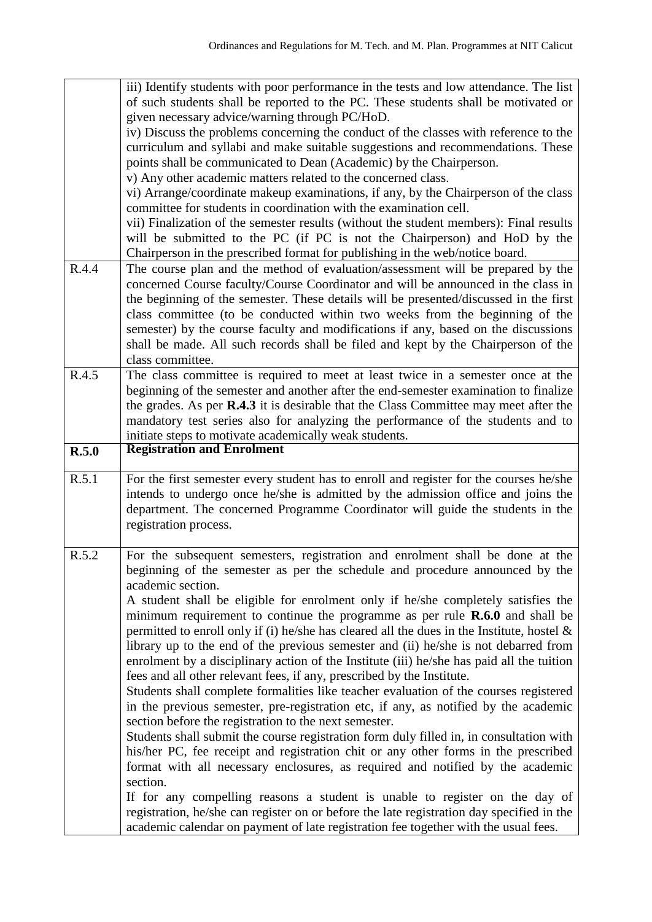| | |
|---|---|
| | iii) Identify students with poor performance in the tests and low attendance. The list of such students shall be reported to the PC. These students shall be motivated or given necessary advice/warning through PC/HoD.<br>iv) Discuss the problems concerning the conduct of the classes with reference to the curriculum and syllabi and make suitable suggestions and recommendations. These points shall be communicated to Dean (Academic) by the Chairperson.<br>v) Any other academic matters related to the concerned class.<br>vi) Arrange/coordinate makeup examinations, if any, by the Chairperson of the class committee for students in coordination with the examination cell.<br>vii) Finalization of the semester results (without the student members): Final results will be submitted to the PC (if PC is not the Chairperson) and HoD by the Chairperson in the prescribed format for publishing in the web/notice board. |
| R.4.4 | The course plan and the method of evaluation/assessment will be prepared by the concerned Course faculty/Course Coordinator and will be announced in the class in the beginning of the semester. These details will be presented/discussed in the first class committee (to be conducted within two weeks from the beginning of the semester) by the course faculty and modifications if any, based on the discussions shall be made. All such records shall be filed and kept by the Chairperson of the class committee. |
| R.4.5 | The class committee is required to meet at least twice in a semester once at the beginning of the semester and another after the end-semester examination to finalize the grades. As per **R.4.3** it is desirable that the Class Committee may meet after the mandatory test series also for analyzing the performance of the students and to initiate steps to motivate academically weak students. |
| **R.5.0** | **Registration and Enrolment** |
| R.5.1 | For the first semester every student has to enroll and register for the courses he/she intends to undergo once he/she is admitted by the admission office and joins the department. The concerned Programme Coordinator will guide the students in the registration process. |
| R.5.2 | For the subsequent semesters, registration and enrolment shall be done at the beginning of the semester as per the schedule and procedure announced by the academic section.<br>A student shall be eligible for enrolment only if he/she completely satisfies the minimum requirement to continue the programme as per rule **R.6.0** and shall be permitted to enroll only if (i) he/she has cleared all the dues in the Institute, hostel & library up to the end of the previous semester and (ii) he/she is not debarred from enrolment by a disciplinary action of the Institute (iii) he/she has paid all the tuition fees and all other relevant fees, if any, prescribed by the Institute.<br>Students shall complete formalities like teacher evaluation of the courses registered in the previous semester, pre-registration etc, if any, as notified by the academic section before the registration to the next semester.<br>Students shall submit the course registration form duly filled in, in consultation with his/her PC, fee receipt and registration chit or any other forms in the prescribed format with all necessary enclosures, as required and notified by the academic section.<br>If for any compelling reasons a student is unable to register on the day of registration, he/she can register on or before the late registration day specified in the academic calendar on payment of late registration fee together with the usual fees. |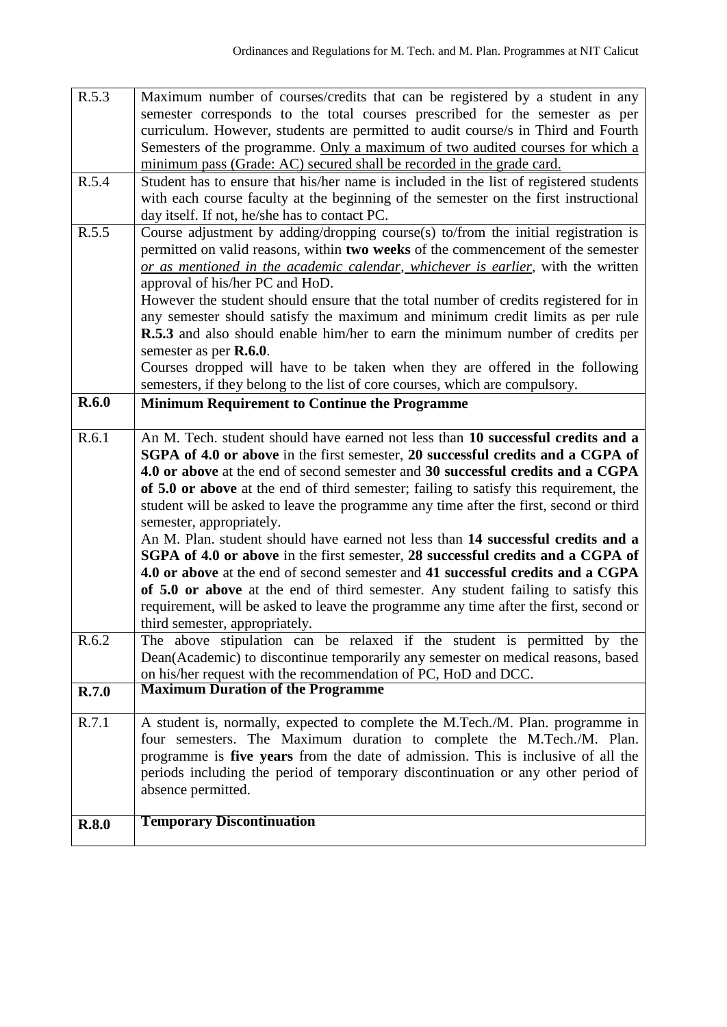| | |
|---|---|
| R.5.3 | Maximum number of courses/credits that can be registered by a student in any semester corresponds to the total courses prescribed for the semester as per curriculum. However, students are permitted to audit course/s in Third and Fourth Semesters of the programme. Only a maximum of two audited courses for which a minimum pass (Grade: AC) secured shall be recorded in the grade card. |
| R.5.4 | Student has to ensure that his/her name is included in the list of registered students with each course faculty at the beginning of the semester on the first instructional day itself. If not, he/she has to contact PC. |
| R.5.5 | Course adjustment by adding/dropping course(s) to/from the initial registration is permitted on valid reasons, within **two weeks** of the commencement of the semester *or as mentioned in the academic calendar, whichever is earlier*, with the written approval of his/her PC and HoD.<br>However the student should ensure that the total number of credits registered for in any semester should satisfy the maximum and minimum credit limits as per rule **R.5.3** and also should enable him/her to earn the minimum number of credits per semester as per **R.6.0**.<br>Courses dropped will have to be taken when they are offered in the following semesters, if they belong to the list of core courses, which are compulsory. |
| **R.6.0** | **Minimum Requirement to Continue the Programme** |
| R.6.1 | An M. Tech. student should have earned not less than **10 successful credits and a SGPA of 4.0 or above** in the first semester, **20 successful credits and a CGPA of 4.0 or above** at the end of second semester and **30 successful credits and a CGPA of 5.0 or above** at the end of third semester; failing to satisfy this requirement, the student will be asked to leave the programme any time after the first, second or third semester, appropriately.<br>An M. Plan. student should have earned not less than **14 successful credits and a SGPA of 4.0 or above** in the first semester, **28 successful credits and a CGPA of 4.0 or above** at the end of second semester and **41 successful credits and a CGPA of 5.0 or above** at the end of third semester. Any student failing to satisfy this requirement, will be asked to leave the programme any time after the first, second or third semester, appropriately. |
| R.6.2 | The above stipulation can be relaxed if the student is permitted by the Dean(Academic) to discontinue temporarily any semester on medical reasons, based on his/her request with the recommendation of PC, HoD and DCC. |
| **R.7.0** | **Maximum Duration of the Programme** |
| R.7.1 | A student is, normally, expected to complete the M.Tech./M. Plan. programme in four semesters. The Maximum duration to complete the M.Tech./M. Plan. programme is **five years** from the date of admission. This is inclusive of all the periods including the period of temporary discontinuation or any other period of absence permitted. |
| **R.8.0** | **Temporary Discontinuation** |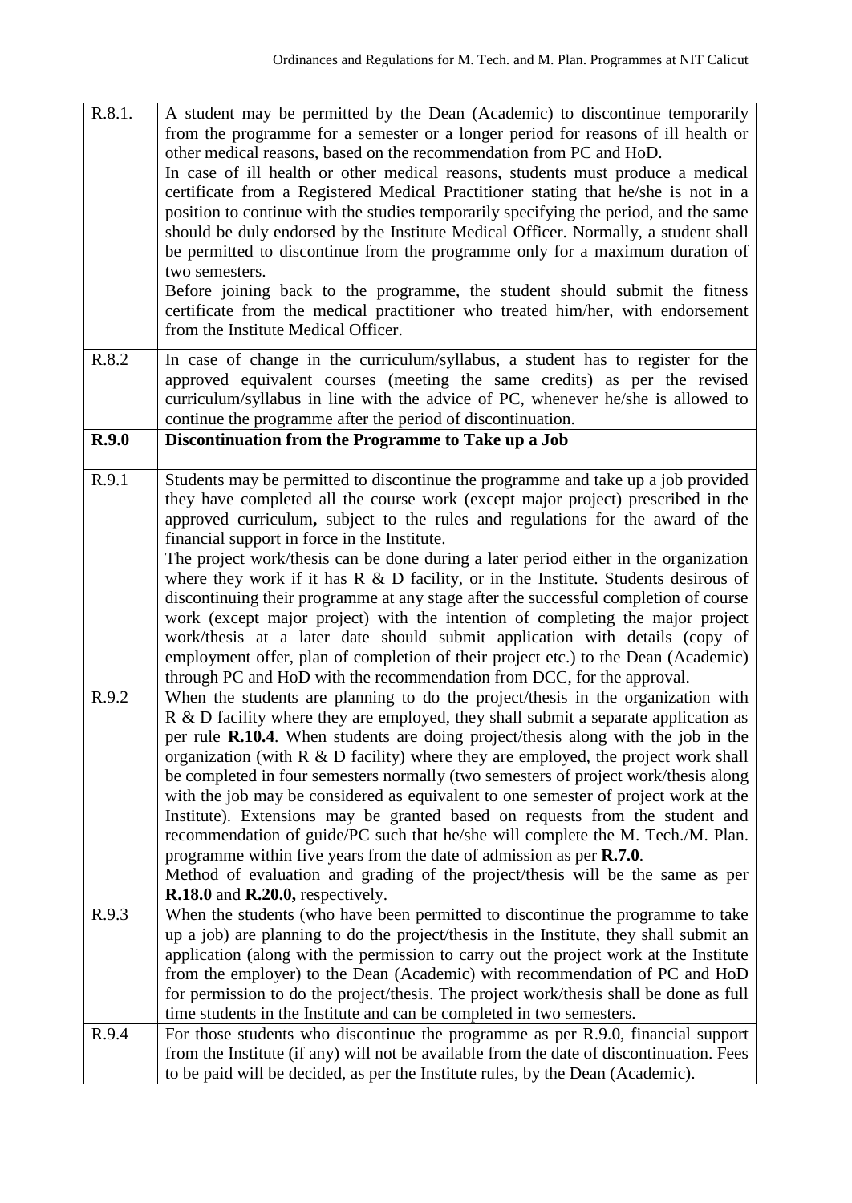| | |
|---|---|
| R.8.1. | A student may be permitted by the Dean (Academic) to discontinue temporarily from the programme for a semester or a longer period for reasons of ill health or other medical reasons, based on the recommendation from PC and HoD.<br>In case of ill health or other medical reasons, students must produce a medical certificate from a Registered Medical Practitioner stating that he/she is not in a position to continue with the studies temporarily specifying the period, and the same should be duly endorsed by the Institute Medical Officer. Normally, a student shall be permitted to discontinue from the programme only for a maximum duration of two semesters.<br>Before joining back to the programme, the student should submit the fitness certificate from the medical practitioner who treated him/her, with endorsement from the Institute Medical Officer. |
| R.8.2 | In case of change in the curriculum/syllabus, a student has to register for the approved equivalent courses (meeting the same credits) as per the revised curriculum/syllabus in line with the advice of PC, whenever he/she is allowed to continue the programme after the period of discontinuation. |
| **R.9.0** | **Discontinuation from the Programme to Take up a Job** |
| R.9.1 | Students may be permitted to discontinue the programme and take up a job provided they have completed all the course work (except major project) prescribed in the approved curriculum**,** subject to the rules and regulations for the award of the financial support in force in the Institute.<br>The project work/thesis can be done during a later period either in the organization where they work if it has R & D facility, or in the Institute. Students desirous of discontinuing their programme at any stage after the successful completion of course work (except major project) with the intention of completing the major project work/thesis at a later date should submit application with details (copy of employment offer, plan of completion of their project etc.) to the Dean (Academic) through PC and HoD with the recommendation from DCC, for the approval. |
| R.9.2 | When the students are planning to do the project/thesis in the organization with R & D facility where they are employed, they shall submit a separate application as per rule **R.10.4**. When students are doing project/thesis along with the job in the organization (with R & D facility) where they are employed, the project work shall be completed in four semesters normally (two semesters of project work/thesis along with the job may be considered as equivalent to one semester of project work at the Institute). Extensions may be granted based on requests from the student and recommendation of guide/PC such that he/she will complete the M. Tech./M. Plan. programme within five years from the date of admission as per **R.7.0**.<br>Method of evaluation and grading of the project/thesis will be the same as per **R.18.0** and **R.20.0,** respectively. |
| R.9.3 | When the students (who have been permitted to discontinue the programme to take up a job) are planning to do the project/thesis in the Institute, they shall submit an application (along with the permission to carry out the project work at the Institute from the employer) to the Dean (Academic) with recommendation of PC and HoD for permission to do the project/thesis. The project work/thesis shall be done as full time students in the Institute and can be completed in two semesters. |
| R.9.4 | For those students who discontinue the programme as per R.9.0, financial support from the Institute (if any) will not be available from the date of discontinuation. Fees to be paid will be decided, as per the Institute rules, by the Dean (Academic). |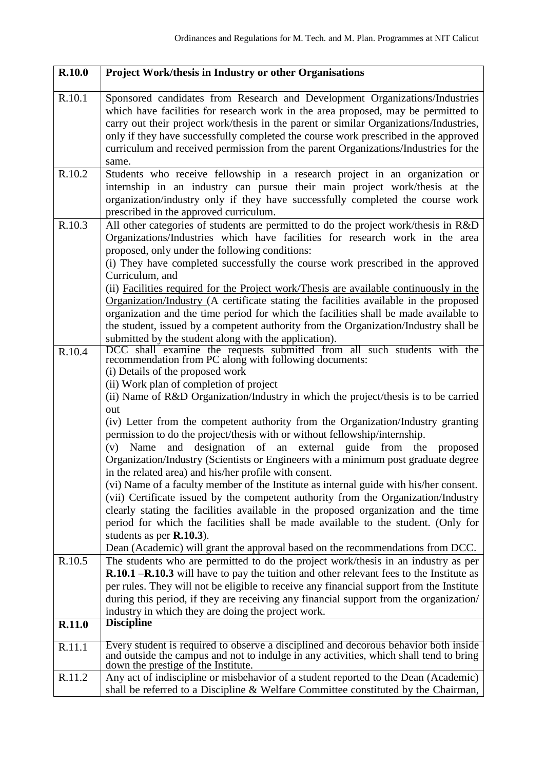| R.10.0 | **Project Work/thesis in Industry or other Organisations** |
|---|---|
| R.10.1 | Sponsored candidates from Research and Development Organizations/Industries which have facilities for research work in the area proposed, may be permitted to carry out their project work/thesis in the parent or similar Organizations/Industries, only if they have successfully completed the course work prescribed in the approved curriculum and received permission from the parent Organizations/Industries for the same. |
| R.10.2 | Students who receive fellowship in a research project in an organization or internship in an industry can pursue their main project work/thesis at the organization/industry only if they have successfully completed the course work prescribed in the approved curriculum. |
| R.10.3 | All other categories of students are permitted to do the project work/thesis in R&D Organizations/Industries which have facilities for research work in the area proposed, only under the following conditions:<br>(i) They have completed successfully the course work prescribed in the approved Curriculum, and<br>(ii) Facilities required for the Project work/Thesis are available continuously in the Organization/Industry (A certificate stating the facilities available in the proposed organization and the time period for which the facilities shall be made available to the student, issued by a competent authority from the Organization/Industry shall be submitted by the student along with the application). |
| R.10.4 | DCC shall examine the requests submitted from all such students with the recommendation from PC along with following documents:<br>(i) Details of the proposed work<br>(ii) Work plan of completion of project<br>(ii) Name of R&D Organization/Industry in which the project/thesis is to be carried out<br>(iv) Letter from the competent authority from the Organization/Industry granting permission to do the project/thesis with or without fellowship/internship.<br>(v) Name and designation of an external guide from the proposed Organization/Industry (Scientists or Engineers with a minimum post graduate degree in the related area) and his/her profile with consent.<br>(vi) Name of a faculty member of the Institute as internal guide with his/her consent.<br>(vii) Certificate issued by the competent authority from the Organization/Industry clearly stating the facilities available in the proposed organization and the time period for which the facilities shall be made available to the student. (Only for students as per **R.10.3**).<br>Dean (Academic) will grant the approval based on the recommendations from DCC. |
| R.10.5 | The students who are permitted to do the project work/thesis in an industry as per **R.10.1** –**R.10.3** will have to pay the tuition and other relevant fees to the Institute as per rules. They will not be eligible to receive any financial support from the Institute during this period, if they are receiving any financial support from the organization/ industry in which they are doing the project work. |
| **R.11.0** | **Discipline** |
| R.11.1 | Every student is required to observe a disciplined and decorous behavior both inside and outside the campus and not to indulge in any activities, which shall tend to bring down the prestige of the Institute. |
| R.11.2 | Any act of indiscipline or misbehavior of a student reported to the Dean (Academic) shall be referred to a Discipline & Welfare Committee constituted by the Chairman, |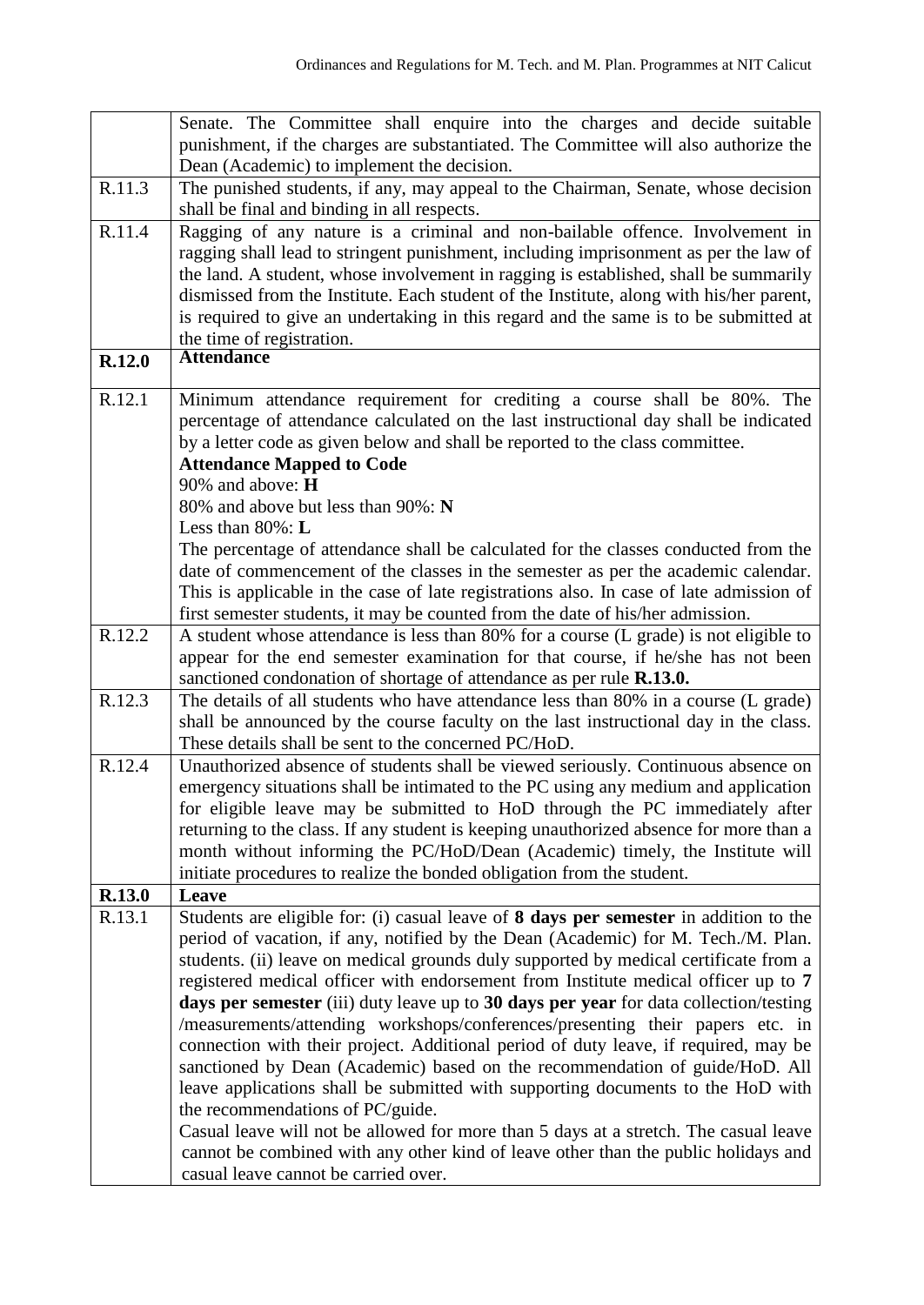| | |
|---|---|
| | Senate. The Committee shall enquire into the charges and decide suitable punishment, if the charges are substantiated. The Committee will also authorize the Dean (Academic) to implement the decision. |
| R.11.3 | The punished students, if any, may appeal to the Chairman, Senate, whose decision shall be final and binding in all respects. |
| R.11.4 | Ragging of any nature is a criminal and non-bailable offence. Involvement in ragging shall lead to stringent punishment, including imprisonment as per the law of the land. A student, whose involvement in ragging is established, shall be summarily dismissed from the Institute. Each student of the Institute, along with his/her parent, is required to give an undertaking in this regard and the same is to be submitted at the time of registration. |
| **R.12.0** | **Attendance** |
| R.12.1 | Minimum attendance requirement for crediting a course shall be 80%. The percentage of attendance calculated on the last instructional day shall be indicated by a letter code as given below and shall be reported to the class committee.<br>**Attendance Mapped to Code**<br>90% and above: **H**<br>80% and above but less than 90%: **N**<br>Less than 80%: **L**<br>The percentage of attendance shall be calculated for the classes conducted from the date of commencement of the classes in the semester as per the academic calendar. This is applicable in the case of late registrations also. In case of late admission of first semester students, it may be counted from the date of his/her admission. |
| R.12.2 | A student whose attendance is less than 80% for a course (L grade) is not eligible to appear for the end semester examination for that course, if he/she has not been sanctioned condonation of shortage of attendance as per rule **R.13.0.** |
| R.12.3 | The details of all students who have attendance less than 80% in a course (L grade) shall be announced by the course faculty on the last instructional day in the class. These details shall be sent to the concerned PC/HoD. |
| R.12.4 | Unauthorized absence of students shall be viewed seriously. Continuous absence on emergency situations shall be intimated to the PC using any medium and application for eligible leave may be submitted to HoD through the PC immediately after returning to the class. If any student is keeping unauthorized absence for more than a month without informing the PC/HoD/Dean (Academic) timely, the Institute will initiate procedures to realize the bonded obligation from the student. |
| **R.13.0** | **Leave** |
| R.13.1 | Students are eligible for: (i) casual leave of **8 days per semester** in addition to the period of vacation, if any, notified by the Dean (Academic) for M. Tech./M. Plan. students. (ii) leave on medical grounds duly supported by medical certificate from a registered medical officer with endorsement from Institute medical officer up to **7 days per semester** (iii) duty leave up to **30 days per year** for data collection/testing /measurements/attending workshops/conferences/presenting their papers etc. in connection with their project. Additional period of duty leave, if required, may be sanctioned by Dean (Academic) based on the recommendation of guide/HoD. All leave applications shall be submitted with supporting documents to the HoD with the recommendations of PC/guide.<br>Casual leave will not be allowed for more than 5 days at a stretch. The casual leave cannot be combined with any other kind of leave other than the public holidays and casual leave cannot be carried over. |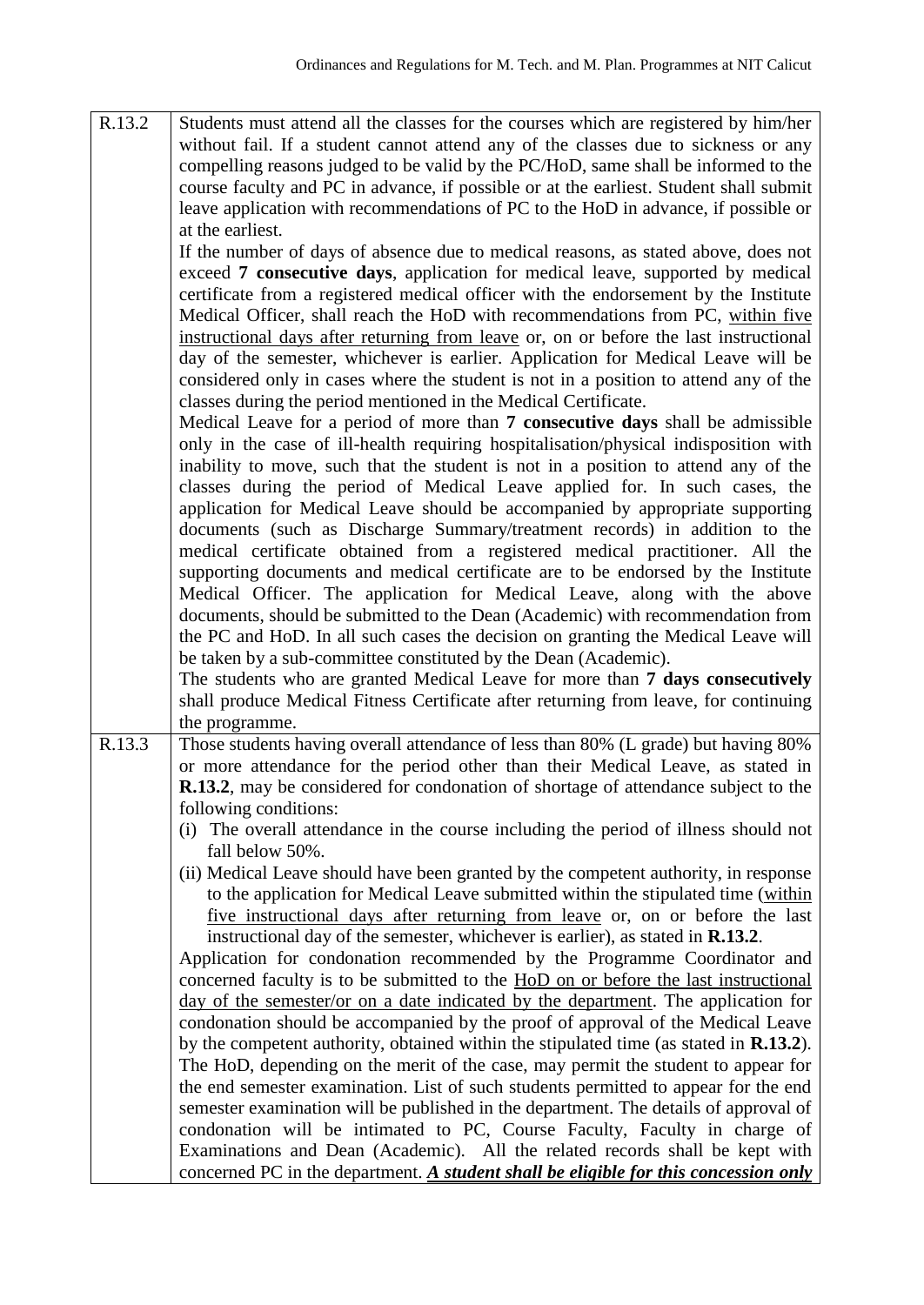| | |
|---|---|
| R.13.2 | Students must attend all the classes for the courses which are registered by him/her without fail. If a student cannot attend any of the classes due to sickness or any compelling reasons judged to be valid by the PC/HoD, same shall be informed to the course faculty and PC in advance, if possible or at the earliest. Student shall submit leave application with recommendations of PC to the HoD in advance, if possible or at the earliest.<br>If the number of days of absence due to medical reasons, as stated above, does not exceed **7 consecutive days**, application for medical leave, supported by medical certificate from a registered medical officer with the endorsement by the Institute Medical Officer, shall reach the HoD with recommendations from PC, <u>within five instructional days after returning from leave</u> or, on or before the last instructional day of the semester, whichever is earlier. Application for Medical Leave will be considered only in cases where the student is not in a position to attend any of the classes during the period mentioned in the Medical Certificate.<br>Medical Leave for a period of more than **7 consecutive days** shall be admissible only in the case of ill-health requiring hospitalisation/physical indisposition with inability to move, such that the student is not in a position to attend any of the classes during the period of Medical Leave applied for. In such cases, the application for Medical Leave should be accompanied by appropriate supporting documents (such as Discharge Summary/treatment records) in addition to the medical certificate obtained from a registered medical practitioner. All the supporting documents and medical certificate are to be endorsed by the Institute Medical Officer. The application for Medical Leave, along with the above documents, should be submitted to the Dean (Academic) with recommendation from the PC and HoD. In all such cases the decision on granting the Medical Leave will be taken by a sub-committee constituted by the Dean (Academic).<br>The students who are granted Medical Leave for more than **7 days consecutively** shall produce Medical Fitness Certificate after returning from leave, for continuing the programme. |
| R.13.3 | Those students having overall attendance of less than 80% (L grade) but having 80% or more attendance for the period other than their Medical Leave, as stated in **R.13.2**, may be considered for condonation of shortage of attendance subject to the following conditions:<br>(i) The overall attendance in the course including the period of illness should not fall below 50%.<br>(ii) Medical Leave should have been granted by the competent authority, in response to the application for Medical Leave submitted within the stipulated time (<u>within five instructional days after returning from leave</u> or, on or before the last instructional day of the semester, whichever is earlier), as stated in **R.13.2**.<br>Application for condonation recommended by the Programme Coordinator and concerned faculty is to be submitted to the <u>HoD on or before the last instructional day of the semester/or on a date indicated by the department</u>. The application for condonation should be accompanied by the proof of approval of the Medical Leave by the competent authority, obtained within the stipulated time (as stated in **R.13.2**).<br>The HoD, depending on the merit of the case, may permit the student to appear for the end semester examination. List of such students permitted to appear for the end semester examination will be published in the department. The details of approval of condonation will be intimated to PC, Course Faculty, Faculty in charge of Examinations and Dean (Academic). All the related records shall be kept with concerned PC in the department. <u>***A student shall be eligible for this concession only***</u> |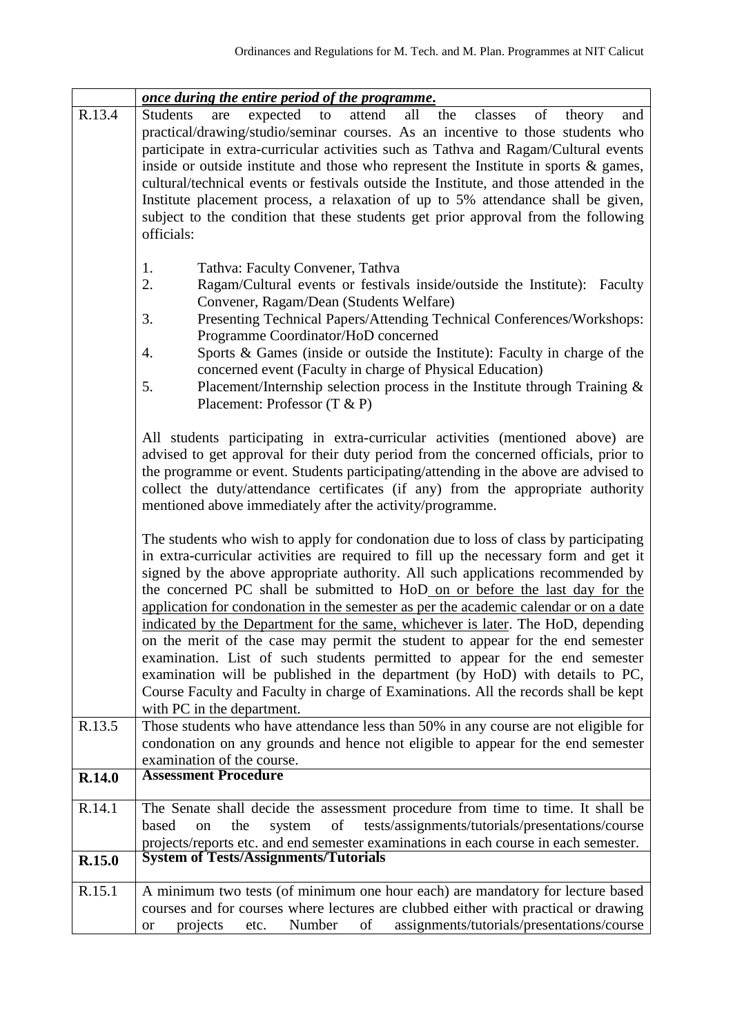| | |
|---|---|
| | ***once during the entire period of the programme.*** |
| R.13.4 | Students are expected to attend all the classes of theory and practical/drawing/studio/seminar courses. As an incentive to those students who participate in extra-curricular activities such as Tathva and Ragam/Cultural events inside or outside institute and those who represent the Institute in sports & games, cultural/technical events or festivals outside the Institute, and those attended in the Institute placement process, a relaxation of up to 5% attendance shall be given, subject to the condition that these students get prior approval from the following officials:<br><br>1. Tathva: Faculty Convener, Tathva<br>2. Ragam/Cultural events or festivals inside/outside the Institute): Faculty Convener, Ragam/Dean (Students Welfare)<br>3. Presenting Technical Papers/Attending Technical Conferences/Workshops: Programme Coordinator/HoD concerned<br>4. Sports & Games (inside or outside the Institute): Faculty in charge of the concerned event (Faculty in charge of Physical Education)<br>5. Placement/Internship selection process in the Institute through Training & Placement: Professor (T & P)<br><br>All students participating in extra-curricular activities (mentioned above) are advised to get approval for their duty period from the concerned officials, prior to the programme or event. Students participating/attending in the above are advised to collect the duty/attendance certificates (if any) from the appropriate authority mentioned above immediately after the activity/programme.<br><br>The students who wish to apply for condonation due to loss of class by participating in extra-curricular activities are required to fill up the necessary form and get it signed by the above appropriate authority. All such applications recommended by the concerned PC shall be submitted to HoD on or before the last day for the application for condonation in the semester as per the academic calendar or on a date indicated by the Department for the same, whichever is later. The HoD, depending on the merit of the case may permit the student to appear for the end semester examination. List of such students permitted to appear for the end semester examination will be published in the department (by HoD) with details to PC, Course Faculty and Faculty in charge of Examinations. All the records shall be kept with PC in the department. |
| R.13.5 | Those students who have attendance less than 50% in any course are not eligible for condonation on any grounds and hence not eligible to appear for the end semester examination of the course. |
| **R.14.0** | **Assessment Procedure** |
| R.14.1 | The Senate shall decide the assessment procedure from time to time. It shall be based on the system of tests/assignments/tutorials/presentations/course projects/reports etc. and end semester examinations in each course in each semester. |
| **R.15.0** | **System of Tests/Assignments/Tutorials** |
| R.15.1 | A minimum two tests (of minimum one hour each) are mandatory for lecture based courses and for courses where lectures are clubbed either with practical or drawing or projects etc. Number of assignments/tutorials/presentations/course |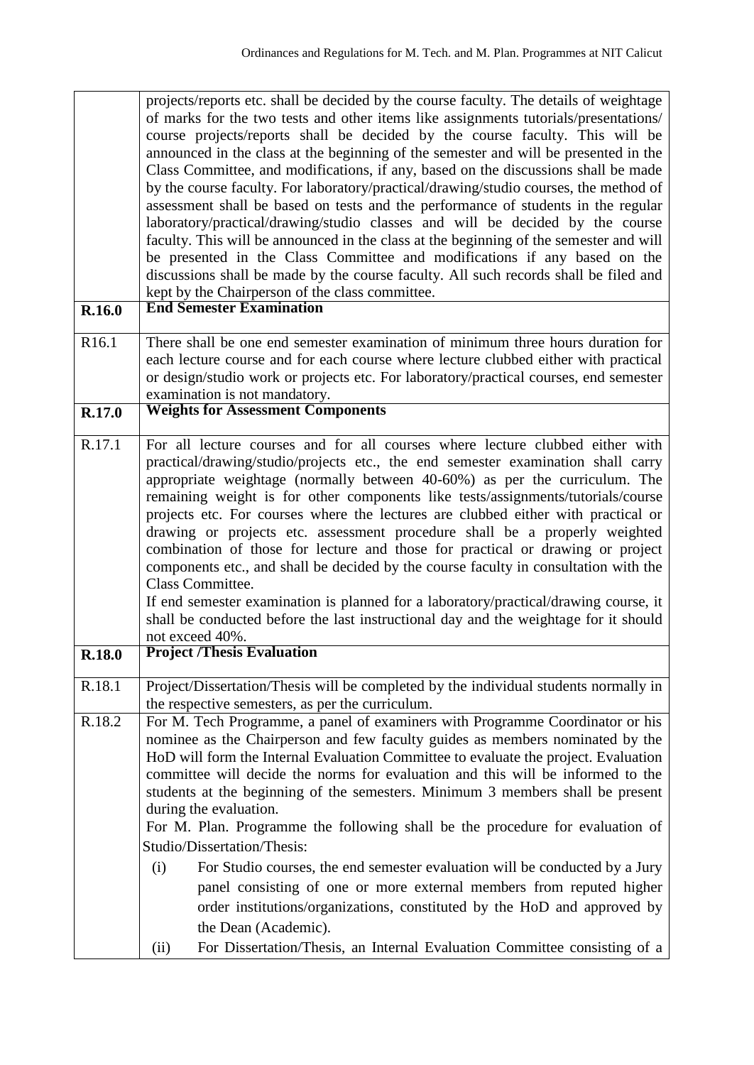| | |
|---|---|
| | projects/reports etc. shall be decided by the course faculty. The details of weightage of marks for the two tests and other items like assignments tutorials/presentations/ course projects/reports shall be decided by the course faculty. This will be announced in the class at the beginning of the semester and will be presented in the Class Committee, and modifications, if any, based on the discussions shall be made by the course faculty. For laboratory/practical/drawing/studio courses, the method of assessment shall be based on tests and the performance of students in the regular laboratory/practical/drawing/studio classes and will be decided by the course faculty. This will be announced in the class at the beginning of the semester and will be presented in the Class Committee and modifications if any based on the discussions shall be made by the course faculty. All such records shall be filed and kept by the Chairperson of the class committee. |
| **R.16.0** | **End Semester Examination** |
| R16.1 | There shall be one end semester examination of minimum three hours duration for each lecture course and for each course where lecture clubbed either with practical or design/studio work or projects etc. For laboratory/practical courses, end semester examination is not mandatory. |
| **R.17.0** | **Weights for Assessment Components** |
| R.17.1 | For all lecture courses and for all courses where lecture clubbed either with practical/drawing/studio/projects etc., the end semester examination shall carry appropriate weightage (normally between 40-60%) as per the curriculum. The remaining weight is for other components like tests/assignments/tutorials/course projects etc. For courses where the lectures are clubbed either with practical or drawing or projects etc. assessment procedure shall be a properly weighted combination of those for lecture and those for practical or drawing or project components etc., and shall be decided by the course faculty in consultation with the Class Committee.<br>If end semester examination is planned for a laboratory/practical/drawing course, it shall be conducted before the last instructional day and the weightage for it should not exceed 40%. |
| **R.18.0** | **Project /Thesis Evaluation** |
| R.18.1 | Project/Dissertation/Thesis will be completed by the individual students normally in the respective semesters, as per the curriculum. |
| R.18.2 | For M. Tech Programme, a panel of examiners with Programme Coordinator or his nominee as the Chairperson and few faculty guides as members nominated by the HoD will form the Internal Evaluation Committee to evaluate the project. Evaluation committee will decide the norms for evaluation and this will be informed to the students at the beginning of the semesters. Minimum 3 members shall be present during the evaluation.<br>For M. Plan. Programme the following shall be the procedure for evaluation of Studio/Dissertation/Thesis:<br>(i) For Studio courses, the end semester evaluation will be conducted by a Jury panel consisting of one or more external members from reputed higher order institutions/organizations, constituted by the HoD and approved by the Dean (Academic).<br>(ii) For Dissertation/Thesis, an Internal Evaluation Committee consisting of a |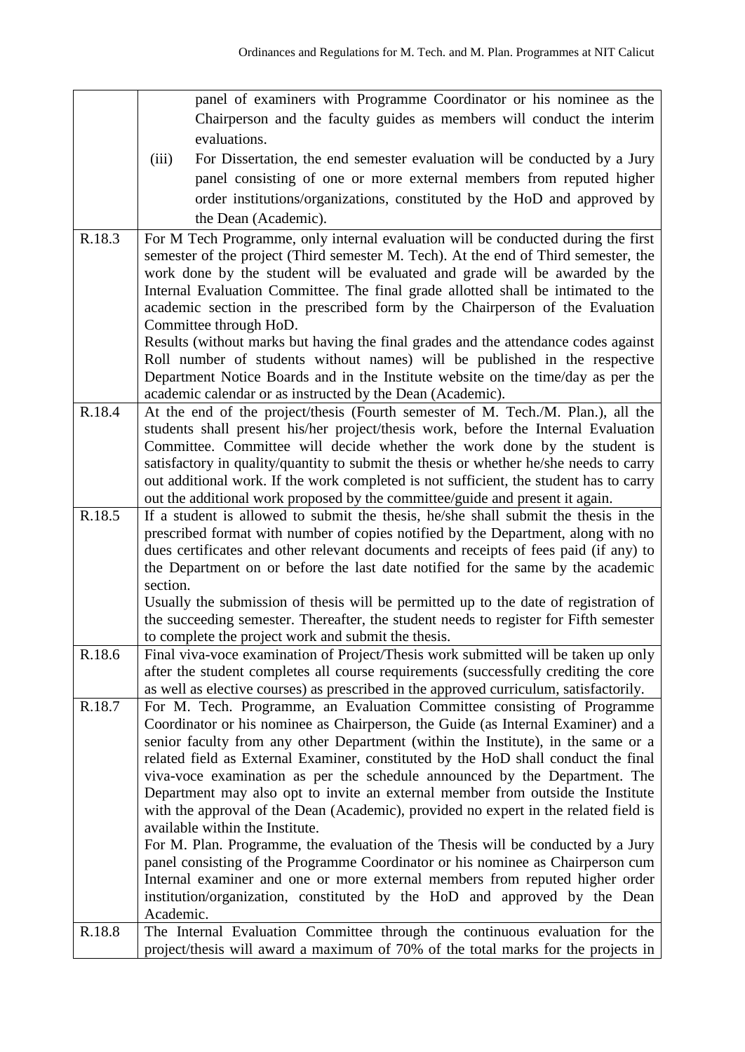| | |
|---|---|
| | panel of examiners with Programme Coordinator or his nominee as the Chairperson and the faculty guides as members will conduct the interim evaluations.<br>(iii) For Dissertation, the end semester evaluation will be conducted by a Jury panel consisting of one or more external members from reputed higher order institutions/organizations, constituted by the HoD and approved by the Dean (Academic). |
| R.18.3 | For M Tech Programme, only internal evaluation will be conducted during the first semester of the project (Third semester M. Tech). At the end of Third semester, the work done by the student will be evaluated and grade will be awarded by the Internal Evaluation Committee. The final grade allotted shall be intimated to the academic section in the prescribed form by the Chairperson of the Evaluation Committee through HoD.<br>Results (without marks but having the final grades and the attendance codes against Roll number of students without names) will be published in the respective Department Notice Boards and in the Institute website on the time/day as per the academic calendar or as instructed by the Dean (Academic). |
| R.18.4 | At the end of the project/thesis (Fourth semester of M. Tech./M. Plan.), all the students shall present his/her project/thesis work, before the Internal Evaluation Committee. Committee will decide whether the work done by the student is satisfactory in quality/quantity to submit the thesis or whether he/she needs to carry out additional work. If the work completed is not sufficient, the student has to carry out the additional work proposed by the committee/guide and present it again. |
| R.18.5 | If a student is allowed to submit the thesis, he/she shall submit the thesis in the prescribed format with number of copies notified by the Department, along with no dues certificates and other relevant documents and receipts of fees paid (if any) to the Department on or before the last date notified for the same by the academic section.<br>Usually the submission of thesis will be permitted up to the date of registration of the succeeding semester. Thereafter, the student needs to register for Fifth semester to complete the project work and submit the thesis. |
| R.18.6 | Final viva-voce examination of Project/Thesis work submitted will be taken up only after the student completes all course requirements (successfully crediting the core as well as elective courses) as prescribed in the approved curriculum, satisfactorily. |
| R.18.7 | For M. Tech. Programme, an Evaluation Committee consisting of Programme Coordinator or his nominee as Chairperson, the Guide (as Internal Examiner) and a senior faculty from any other Department (within the Institute), in the same or a related field as External Examiner, constituted by the HoD shall conduct the final viva-voce examination as per the schedule announced by the Department. The Department may also opt to invite an external member from outside the Institute with the approval of the Dean (Academic), provided no expert in the related field is available within the Institute.<br>For M. Plan. Programme, the evaluation of the Thesis will be conducted by a Jury panel consisting of the Programme Coordinator or his nominee as Chairperson cum Internal examiner and one or more external members from reputed higher order institution/organization, constituted by the HoD and approved by the Dean Academic. |
| R.18.8 | The Internal Evaluation Committee through the continuous evaluation for the project/thesis will award a maximum of 70% of the total marks for the projects in |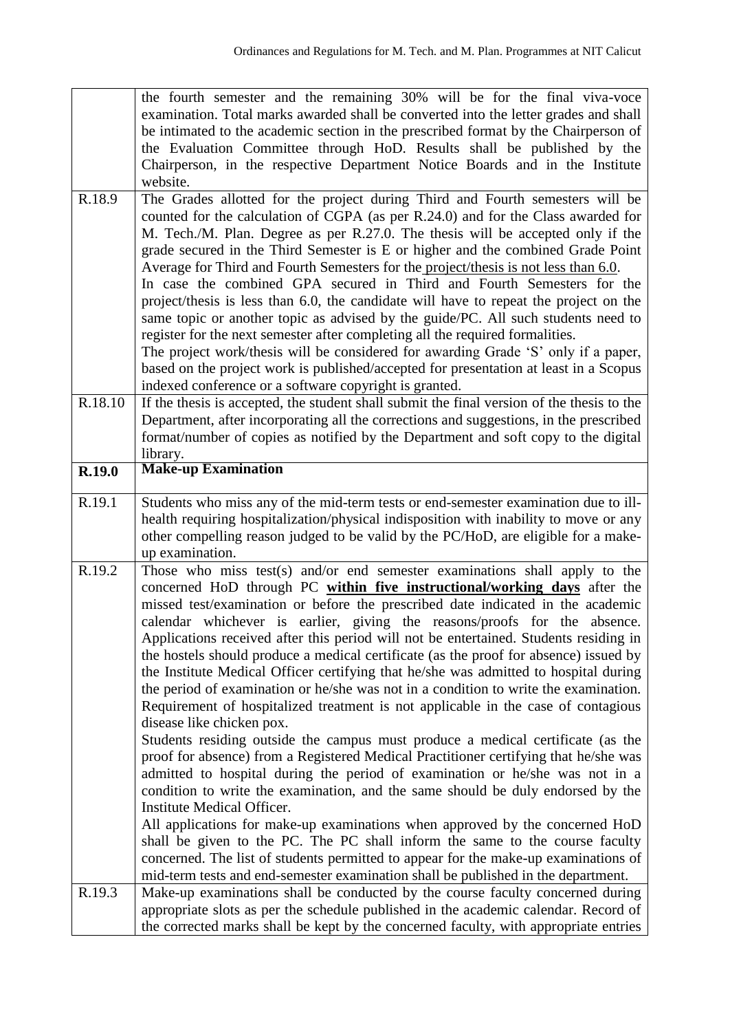| | |
|---|---|
| | the fourth semester and the remaining 30% will be for the final viva-voce examination. Total marks awarded shall be converted into the letter grades and shall be intimated to the academic section in the prescribed format by the Chairperson of the Evaluation Committee through HoD. Results shall be published by the Chairperson, in the respective Department Notice Boards and in the Institute website. |
| R.18.9 | The Grades allotted for the project during Third and Fourth semesters will be counted for the calculation of CGPA (as per R.24.0) and for the Class awarded for M. Tech./M. Plan. Degree as per R.27.0. The thesis will be accepted only if the grade secured in the Third Semester is E or higher and the combined Grade Point Average for Third and Fourth Semesters for the project/thesis is not less than 6.0.<br>In case the combined GPA secured in Third and Fourth Semesters for the project/thesis is less than 6.0, the candidate will have to repeat the project on the same topic or another topic as advised by the guide/PC. All such students need to register for the next semester after completing all the required formalities.<br>The project work/thesis will be considered for awarding Grade 'S' only if a paper, based on the project work is published/accepted for presentation at least in a Scopus indexed conference or a software copyright is granted. |
| R.18.10 | If the thesis is accepted, the student shall submit the final version of the thesis to the Department, after incorporating all the corrections and suggestions, in the prescribed format/number of copies as notified by the Department and soft copy to the digital library. |
| **R.19.0** | **Make-up Examination** |
| R.19.1 | Students who miss any of the mid-term tests or end-semester examination due to ill-health requiring hospitalization/physical indisposition with inability to move or any other compelling reason judged to be valid by the PC/HoD, are eligible for a make-up examination. |
| R.19.2 | Those who miss test(s) and/or end semester examinations shall apply to the concerned HoD through PC **within five instructional/working days** after the missed test/examination or before the prescribed date indicated in the academic calendar whichever is earlier, giving the reasons/proofs for the absence. Applications received after this period will not be entertained. Students residing in the hostels should produce a medical certificate (as the proof for absence) issued by the Institute Medical Officer certifying that he/she was admitted to hospital during the period of examination or he/she was not in a condition to write the examination. Requirement of hospitalized treatment is not applicable in the case of contagious disease like chicken pox.<br>Students residing outside the campus must produce a medical certificate (as the proof for absence) from a Registered Medical Practitioner certifying that he/she was admitted to hospital during the period of examination or he/she was not in a condition to write the examination, and the same should be duly endorsed by the Institute Medical Officer.<br>All applications for make-up examinations when approved by the concerned HoD shall be given to the PC. The PC shall inform the same to the course faculty concerned. The list of students permitted to appear for the make-up examinations of mid-term tests and end-semester examination shall be published in the department. |
| R.19.3 | Make-up examinations shall be conducted by the course faculty concerned during appropriate slots as per the schedule published in the academic calendar. Record of the corrected marks shall be kept by the concerned faculty, with appropriate entries |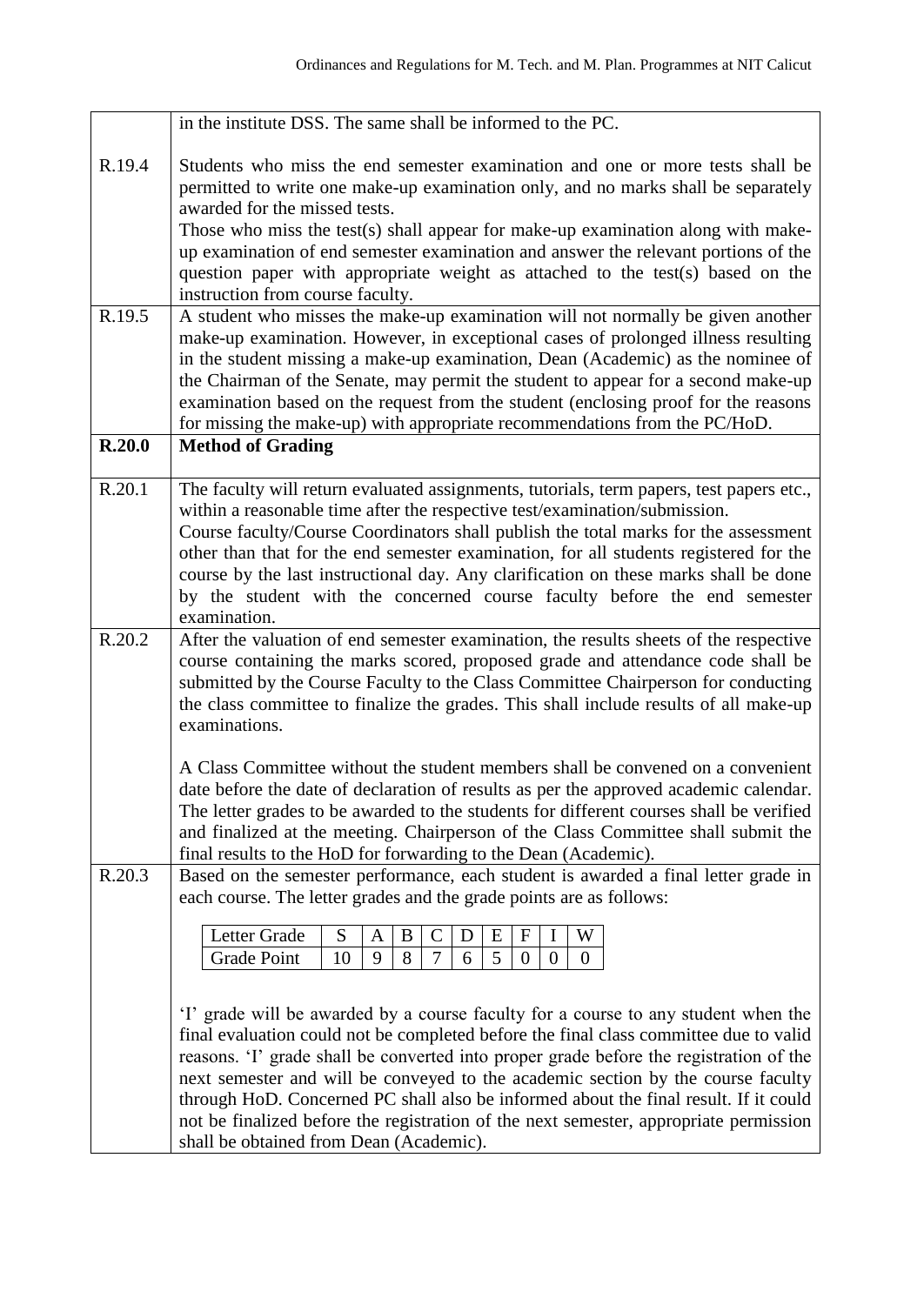in the institute DSS. The same shall be informed to the PC.

**R.19.4** Students who miss the end semester examination and one or more tests shall be permitted to write one make-up examination only, and no marks shall be separately awarded for the missed tests.

Those who miss the test(s) shall appear for make-up examination along with make-up examination of end semester examination and answer the relevant portions of the question paper with appropriate weight as attached to the test(s) based on the instruction from course faculty.

**R.19.5** A student who misses the make-up examination will not normally be given another make-up examination. However, in exceptional cases of prolonged illness resulting in the student missing a make-up examination, Dean (Academic) as the nominee of the Chairman of the Senate, may permit the student to appear for a second make-up examination based on the request from the student (enclosing proof for the reasons for missing the make-up) with appropriate recommendations from the PC/HoD.

## R.20.0 Method of Grading

**R.20.1** The faculty will return evaluated assignments, tutorials, term papers, test papers etc., within a reasonable time after the respective test/examination/submission.

Course faculty/Course Coordinators shall publish the total marks for the assessment other than that for the end semester examination, for all students registered for the course by the last instructional day. Any clarification on these marks shall be done by the student with the concerned course faculty before the end semester examination.

**R.20.2** After the valuation of end semester examination, the results sheets of the respective course containing the marks scored, proposed grade and attendance code shall be submitted by the Course Faculty to the Class Committee Chairperson for conducting the class committee to finalize the grades. This shall include results of all make-up examinations.

A Class Committee without the student members shall be convened on a convenient date before the date of declaration of results as per the approved academic calendar. The letter grades to be awarded to the students for different courses shall be verified and finalized at the meeting. Chairperson of the Class Committee shall submit the final results to the HoD for forwarding to the Dean (Academic).

**R.20.3** Based on the semester performance, each student is awarded a final letter grade in each course. The letter grades and the grade points are as follows:

| Letter Grade | S | A | B | C | D | E | F | I | W |
|---|---|---|---|---|---|---|---|---|---|
| Grade Point | 10 | 9 | 8 | 7 | 6 | 5 | 0 | 0 | 0 |

'I' grade will be awarded by a course faculty for a course to any student when the final evaluation could not be completed before the final class committee due to valid reasons. 'I' grade shall be converted into proper grade before the registration of the next semester and will be conveyed to the academic section by the course faculty through HoD. Concerned PC shall also be informed about the final result. If it could not be finalized before the registration of the next semester, appropriate permission shall be obtained from Dean (Academic).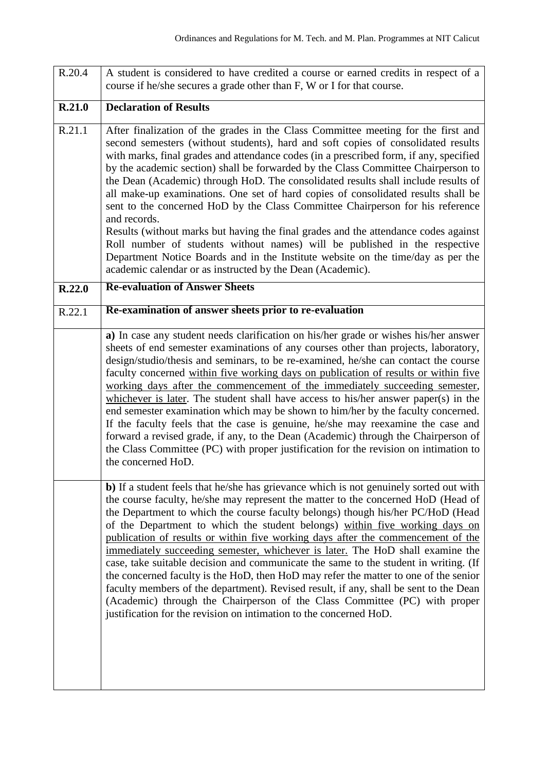| | |
|---|---|
| R.20.4 | A student is considered to have credited a course or earned credits in respect of a course if he/she secures a grade other than F, W or I for that course. |
| **R.21.0** | **Declaration of Results** |
| R.21.1 | After finalization of the grades in the Class Committee meeting for the first and second semesters (without students), hard and soft copies of consolidated results with marks, final grades and attendance codes (in a prescribed form, if any, specified by the academic section) shall be forwarded by the Class Committee Chairperson to the Dean (Academic) through HoD. The consolidated results shall include results of all make-up examinations. One set of hard copies of consolidated results shall be sent to the concerned HoD by the Class Committee Chairperson for his reference and records.<br>Results (without marks but having the final grades and the attendance codes against Roll number of students without names) will be published in the respective Department Notice Boards and in the Institute website on the time/day as per the academic calendar or as instructed by the Dean (Academic). |
| **R.22.0** | **Re-evaluation of Answer Sheets** |
| R.22.1 | **Re-examination of answer sheets prior to re-evaluation** |
| | **a)** In case any student needs clarification on his/her grade or wishes his/her answer sheets of end semester examinations of any courses other than projects, laboratory, design/studio/thesis and seminars, to be re-examined, he/she can contact the course faculty concerned <u>within five working days on publication of results or within five working days after the commencement of the immediately succeeding semester, whichever is later</u>. The student shall have access to his/her answer paper(s) in the end semester examination which may be shown to him/her by the faculty concerned. If the faculty feels that the case is genuine, he/she may reexamine the case and forward a revised grade, if any, to the Dean (Academic) through the Chairperson of the Class Committee (PC) with proper justification for the revision on intimation to the concerned HoD. |
| | **b)** If a student feels that he/she has grievance which is not genuinely sorted out with the course faculty, he/she may represent the matter to the concerned HoD (Head of the Department to which the course faculty belongs) though his/her PC/HoD (Head of the Department to which the student belongs) <u>within five working days on publication of results or within five working days after the commencement of the immediately succeeding semester, whichever is later.</u> The HoD shall examine the case, take suitable decision and communicate the same to the student in writing. (If the concerned faculty is the HoD, then HoD may refer the matter to one of the senior faculty members of the department). Revised result, if any, shall be sent to the Dean (Academic) through the Chairperson of the Class Committee (PC) with proper justification for the revision on intimation to the concerned HoD. |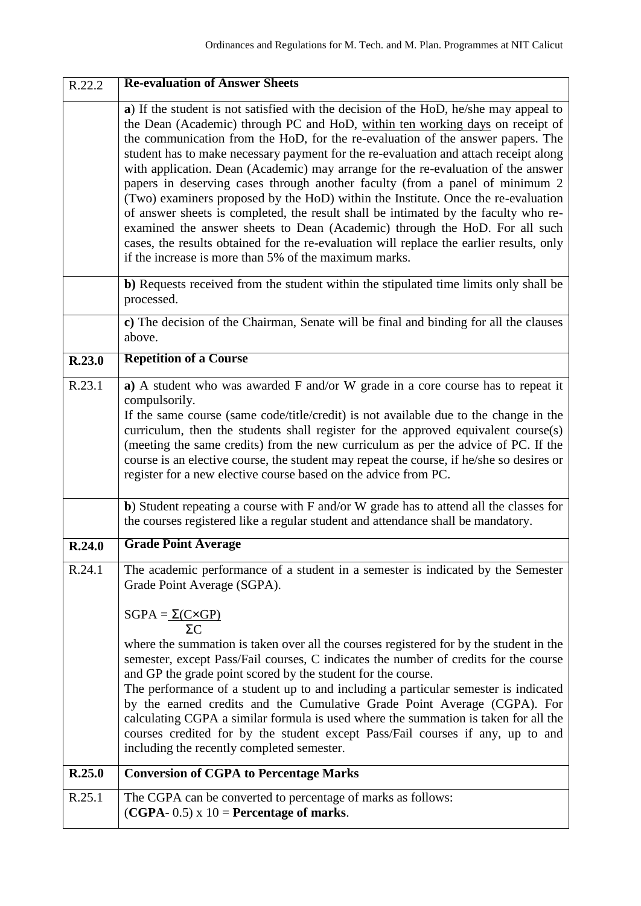| R.22.2 | **Re-evaluation of Answer Sheets** |
|---|---|
| | **a**) If the student is not satisfied with the decision of the HoD, he/she may appeal to the Dean (Academic) through PC and HoD, within ten working days on receipt of the communication from the HoD, for the re-evaluation of the answer papers. The student has to make necessary payment for the re-evaluation and attach receipt along with application. Dean (Academic) may arrange for the re-evaluation of the answer papers in deserving cases through another faculty (from a panel of minimum 2 (Two) examiners proposed by the HoD) within the Institute. Once the re-evaluation of answer sheets is completed, the result shall be intimated by the faculty who re-examined the answer sheets to Dean (Academic) through the HoD. For all such cases, the results obtained for the re-evaluation will replace the earlier results, only if the increase is more than 5% of the maximum marks. |
| | **b)** Requests received from the student within the stipulated time limits only shall be processed. |
| | **c)** The decision of the Chairman, Senate will be final and binding for all the clauses above. |
| **R.23.0** | **Repetition of a Course** |
| R.23.1 | **a)** A student who was awarded F and/or W grade in a core course has to repeat it compulsorily.<br>If the same course (same code/title/credit) is not available due to the change in the curriculum, then the students shall register for the approved equivalent course(s) (meeting the same credits) from the new curriculum as per the advice of PC. If the course is an elective course, the student may repeat the course, if he/she so desires or register for a new elective course based on the advice from PC. |
| | **b**) Student repeating a course with F and/or W grade has to attend all the classes for the courses registered like a regular student and attendance shall be mandatory. |
| **R.24.0** | **Grade Point Average** |
| R.24.1 | The academic performance of a student in a semester is indicated by the Semester Grade Point Average (SGPA).<br>$SGPA = \frac{\Sigma(C \times GP)}{\Sigma C}$<br>where the summation is taken over all the courses registered for by the student in the semester, except Pass/Fail courses, C indicates the number of credits for the course and GP the grade point scored by the student for the course.<br>The performance of a student up to and including a particular semester is indicated by the earned credits and the Cumulative Grade Point Average (CGPA). For calculating CGPA a similar formula is used where the summation is taken for all the courses credited for by the student except Pass/Fail courses if any, up to and including the recently completed semester. |
| **R.25.0** | **Conversion of CGPA to Percentage Marks** |
| R.25.1 | The CGPA can be converted to percentage of marks as follows:<br>(**CGPA**- 0.5) x 10 = **Percentage of marks**. |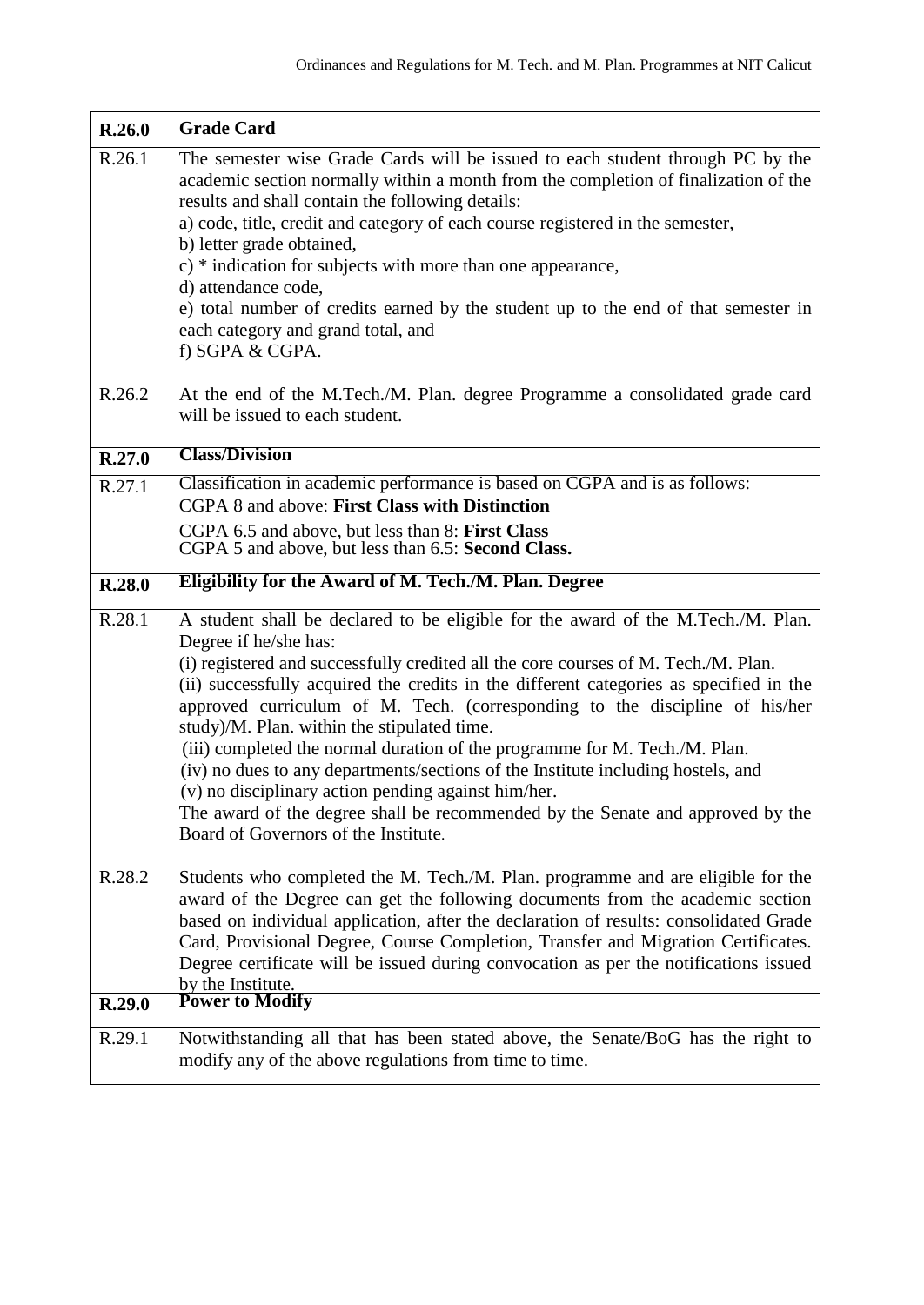| | |
|---|---|
| **R.26.0** | **Grade Card** |
| R.26.1 | The semester wise Grade Cards will be issued to each student through PC by the academic section normally within a month from the completion of finalization of the results and shall contain the following details:<br>a) code, title, credit and category of each course registered in the semester,<br>b) letter grade obtained,<br>c) * indication for subjects with more than one appearance,<br>d) attendance code,<br>e) total number of credits earned by the student up to the end of that semester in each category and grand total, and<br>f) SGPA & CGPA. |
| R.26.2 | At the end of the M.Tech./M. Plan. degree Programme a consolidated grade card will be issued to each student. |
| **R.27.0** | **Class/Division** |
| R.27.1 | Classification in academic performance is based on CGPA and is as follows:<br>CGPA 8 and above: **First Class with Distinction**<br>CGPA 6.5 and above, but less than 8: **First Class**<br>CGPA 5 and above, but less than 6.5: **Second Class.** |
| **R.28.0** | **Eligibility for the Award of M. Tech./M. Plan. Degree** |
| R.28.1 | A student shall be declared to be eligible for the award of the M.Tech./M. Plan. Degree if he/she has:<br>(i) registered and successfully credited all the core courses of M. Tech./M. Plan.<br>(ii) successfully acquired the credits in the different categories as specified in the approved curriculum of M. Tech. (corresponding to the discipline of his/her study)/M. Plan. within the stipulated time.<br>(iii) completed the normal duration of the programme for M. Tech./M. Plan.<br>(iv) no dues to any departments/sections of the Institute including hostels, and<br>(v) no disciplinary action pending against him/her.<br>The award of the degree shall be recommended by the Senate and approved by the Board of Governors of the Institute. |
| R.28.2 | Students who completed the M. Tech./M. Plan. programme and are eligible for the award of the Degree can get the following documents from the academic section based on individual application, after the declaration of results: consolidated Grade Card, Provisional Degree, Course Completion, Transfer and Migration Certificates. Degree certificate will be issued during convocation as per the notifications issued by the Institute. |
| **R.29.0** | **Power to Modify** |
| R.29.1 | Notwithstanding all that has been stated above, the Senate/BoG has the right to modify any of the above regulations from time to time. |